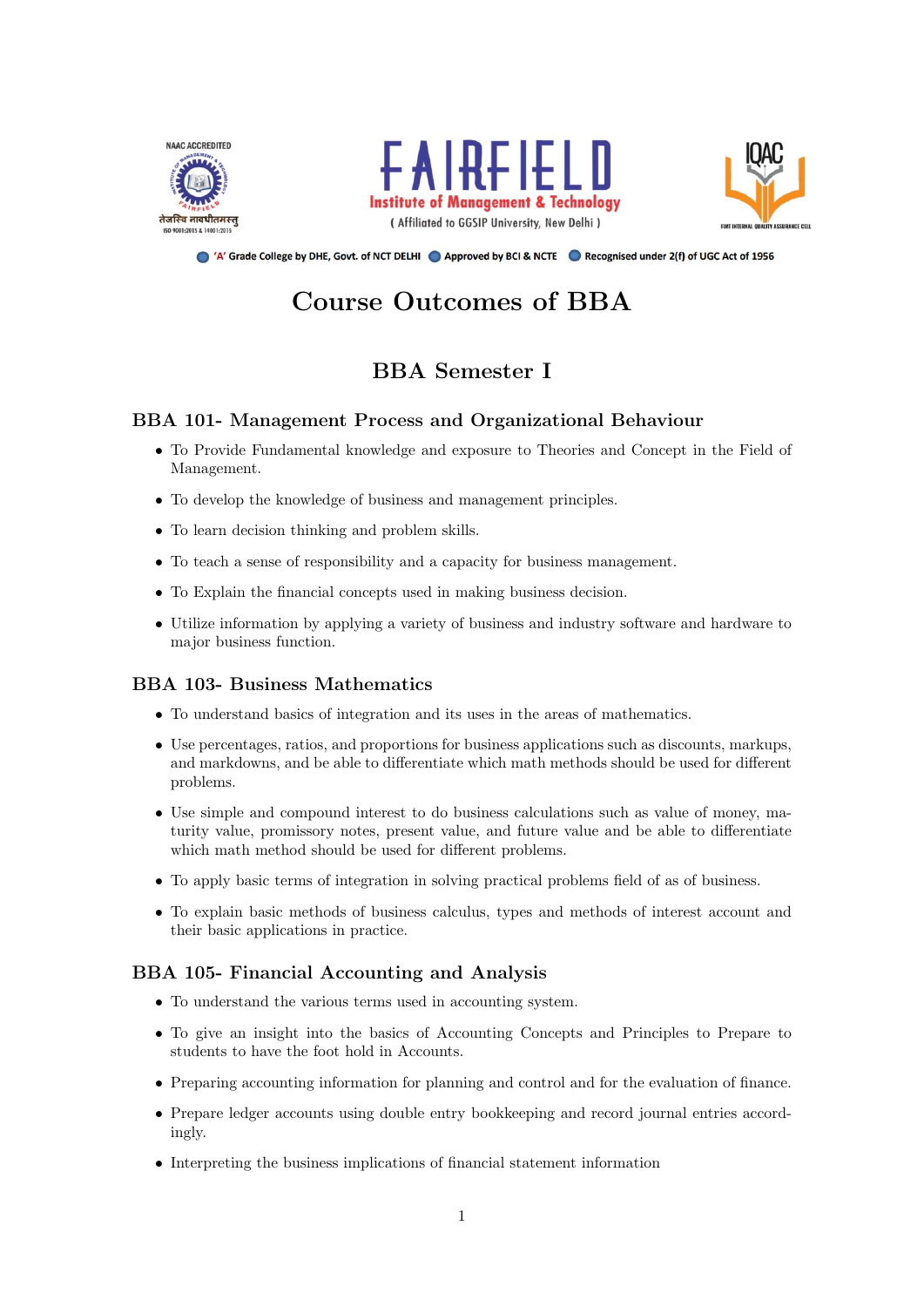FAIRFIELD

Institute of Management & Technology

( Affiliated to GGSIP University, New Delhi )

'A' Grade College by DHE, Govt. of NCT DELHI · Approved by BCI & NCTE · Recognised under 2(f) of UGC Act of 1956

# Course Outcomes of BBA

## BBA Semester I

### BBA 101- Management Process and Organizational Behaviour

- To Provide Fundamental knowledge and exposure to Theories and Concept in the Field of Management.
- To develop the knowledge of business and management principles.
- To learn decision thinking and problem skills.
- To teach a sense of responsibility and a capacity for business management.
- To Explain the financial concepts used in making business decision.
- Utilize information by applying a variety of business and industry software and hardware to major business function.

### BBA 103- Business Mathematics

- To understand basics of integration and its uses in the areas of mathematics.
- Use percentages, ratios, and proportions for business applications such as discounts, markups, and markdowns, and be able to differentiate which math methods should be used for different problems.
- Use simple and compound interest to do business calculations such as value of money, maturity value, promissory notes, present value, and future value and be able to differentiate which math method should be used for different problems.
- To apply basic terms of integration in solving practical problems field of as of business.
- To explain basic methods of business calculus, types and methods of interest account and their basic applications in practice.

### BBA 105- Financial Accounting and Analysis

- To understand the various terms used in accounting system.
- To give an insight into the basics of Accounting Concepts and Principles to Prepare to students to have the foot hold in Accounts.
- Preparing accounting information for planning and control and for the evaluation of finance.
- Prepare ledger accounts using double entry bookkeeping and record journal entries accordingly.
- Interpreting the business implications of financial statement information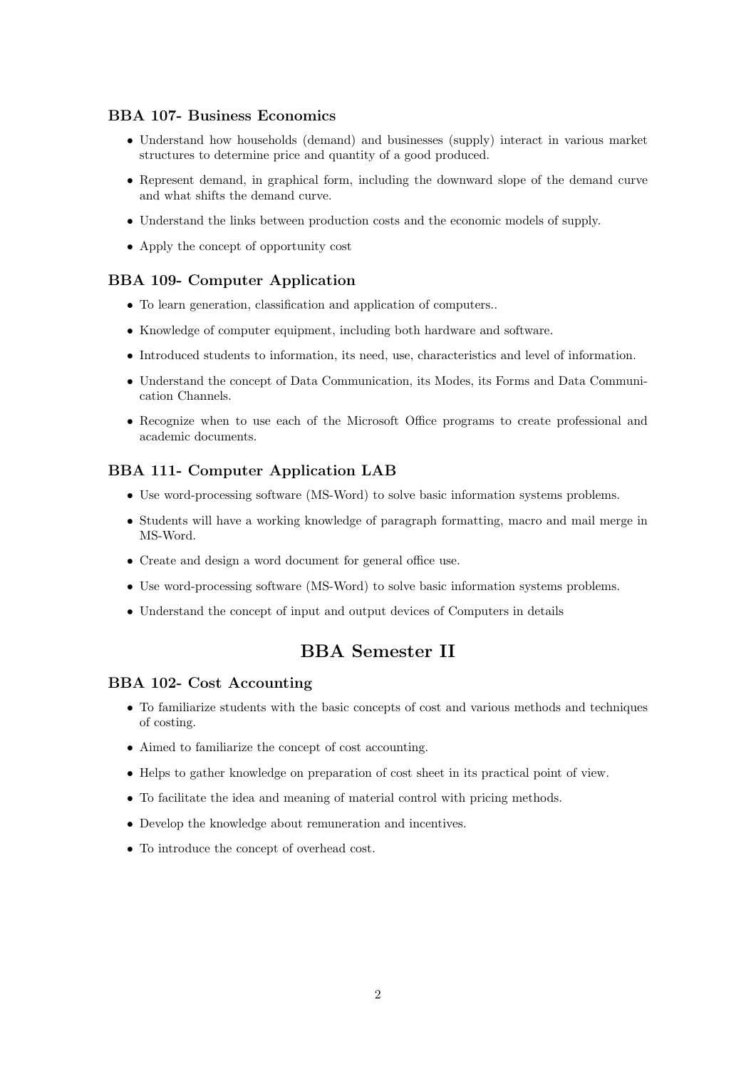### BBA 107- Business Economics

- Understand how households (demand) and businesses (supply) interact in various market structures to determine price and quantity of a good produced.
- Represent demand, in graphical form, including the downward slope of the demand curve and what shifts the demand curve.
- Understand the links between production costs and the economic models of supply.
- Apply the concept of opportunity cost

### BBA 109- Computer Application

- To learn generation, classification and application of computers..
- Knowledge of computer equipment, including both hardware and software.
- Introduced students to information, its need, use, characteristics and level of information.
- Understand the concept of Data Communication, its Modes, its Forms and Data Communication Channels.
- Recognize when to use each of the Microsoft Office programs to create professional and academic documents.

### BBA 111- Computer Application LAB

- Use word-processing software (MS-Word) to solve basic information systems problems.
- Students will have a working knowledge of paragraph formatting, macro and mail merge in MS-Word.
- Create and design a word document for general office use.
- Use word-processing software (MS-Word) to solve basic information systems problems.
- Understand the concept of input and output devices of Computers in details

## BBA Semester II

### BBA 102- Cost Accounting

- To familiarize students with the basic concepts of cost and various methods and techniques of costing.
- Aimed to familiarize the concept of cost accounting.
- Helps to gather knowledge on preparation of cost sheet in its practical point of view.
- To facilitate the idea and meaning of material control with pricing methods.
- Develop the knowledge about remuneration and incentives.
- To introduce the concept of overhead cost.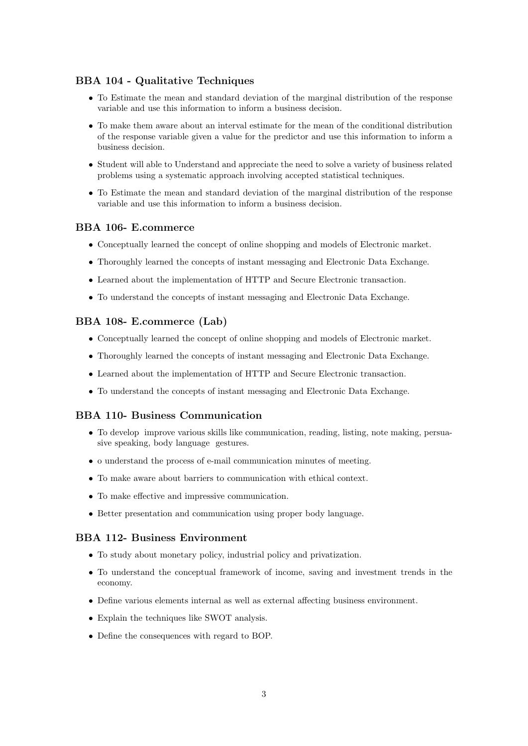### BBA 104 - Qualitative Techniques

- To Estimate the mean and standard deviation of the marginal distribution of the response variable and use this information to inform a business decision.
- To make them aware about an interval estimate for the mean of the conditional distribution of the response variable given a value for the predictor and use this information to inform a business decision.
- Student will able to Understand and appreciate the need to solve a variety of business related problems using a systematic approach involving accepted statistical techniques.
- To Estimate the mean and standard deviation of the marginal distribution of the response variable and use this information to inform a business decision.

### BBA 106- E.commerce

- Conceptually learned the concept of online shopping and models of Electronic market.
- Thoroughly learned the concepts of instant messaging and Electronic Data Exchange.
- Learned about the implementation of HTTP and Secure Electronic transaction.
- To understand the concepts of instant messaging and Electronic Data Exchange.

### BBA 108- E.commerce (Lab)

- Conceptually learned the concept of online shopping and models of Electronic market.
- Thoroughly learned the concepts of instant messaging and Electronic Data Exchange.
- Learned about the implementation of HTTP and Secure Electronic transaction.
- To understand the concepts of instant messaging and Electronic Data Exchange.

### BBA 110- Business Communication

- To develop improve various skills like communication, reading, listing, note making, persuasive speaking, body language gestures.
- o understand the process of e-mail communication minutes of meeting.
- To make aware about barriers to communication with ethical context.
- To make effective and impressive communication.
- Better presentation and communication using proper body language.

### BBA 112- Business Environment

- To study about monetary policy, industrial policy and privatization.
- To understand the conceptual framework of income, saving and investment trends in the economy.
- Define various elements internal as well as external affecting business environment.
- Explain the techniques like SWOT analysis.
- Define the consequences with regard to BOP.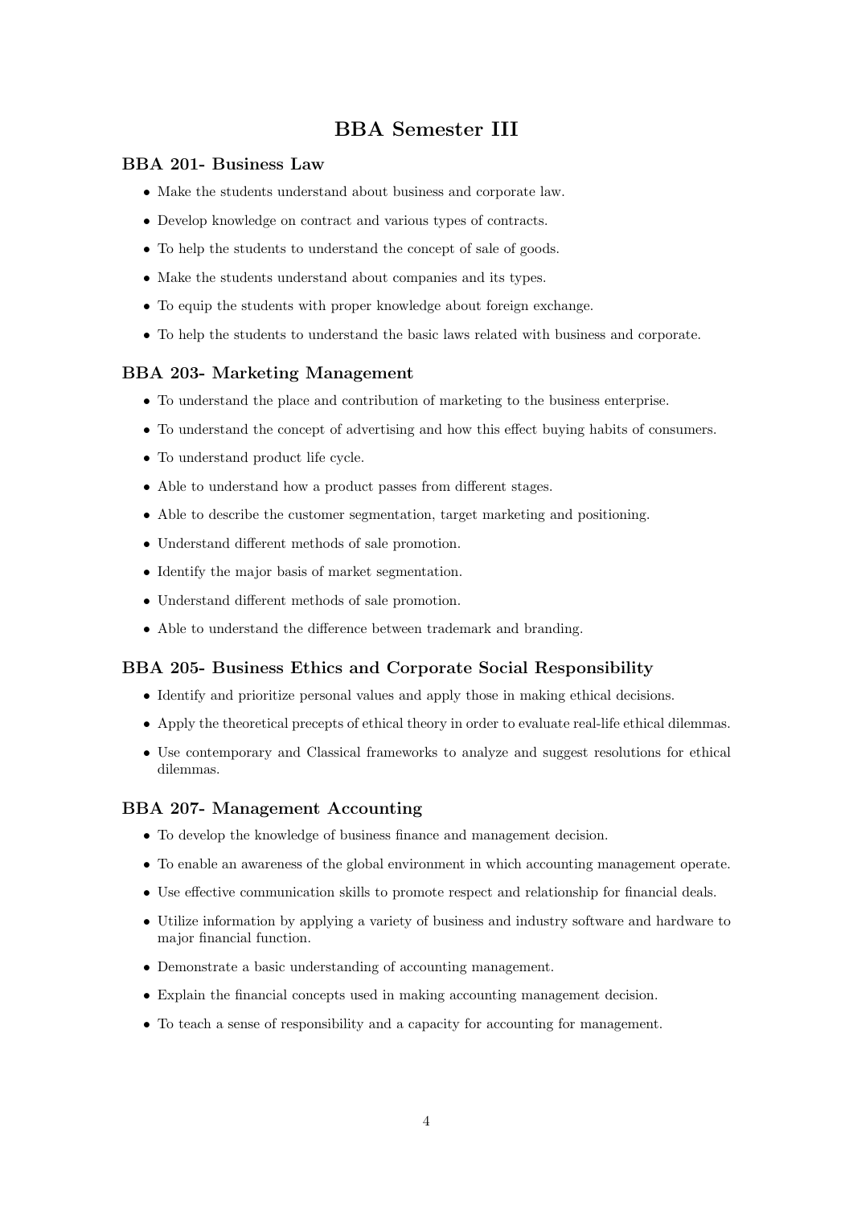# BBA Semester III

### BBA 201- Business Law

- Make the students understand about business and corporate law.
- Develop knowledge on contract and various types of contracts.
- To help the students to understand the concept of sale of goods.
- Make the students understand about companies and its types.
- To equip the students with proper knowledge about foreign exchange.
- To help the students to understand the basic laws related with business and corporate.

### BBA 203- Marketing Management

- To understand the place and contribution of marketing to the business enterprise.
- To understand the concept of advertising and how this effect buying habits of consumers.
- To understand product life cycle.
- Able to understand how a product passes from different stages.
- Able to describe the customer segmentation, target marketing and positioning.
- Understand different methods of sale promotion.
- Identify the major basis of market segmentation.
- Understand different methods of sale promotion.
- Able to understand the difference between trademark and branding.

### BBA 205- Business Ethics and Corporate Social Responsibility

- Identify and prioritize personal values and apply those in making ethical decisions.
- Apply the theoretical precepts of ethical theory in order to evaluate real-life ethical dilemmas.
- Use contemporary and Classical frameworks to analyze and suggest resolutions for ethical dilemmas.

### BBA 207- Management Accounting

- To develop the knowledge of business finance and management decision.
- To enable an awareness of the global environment in which accounting management operate.
- Use effective communication skills to promote respect and relationship for financial deals.
- Utilize information by applying a variety of business and industry software and hardware to major financial function.
- Demonstrate a basic understanding of accounting management.
- Explain the financial concepts used in making accounting management decision.
- To teach a sense of responsibility and a capacity for accounting for management.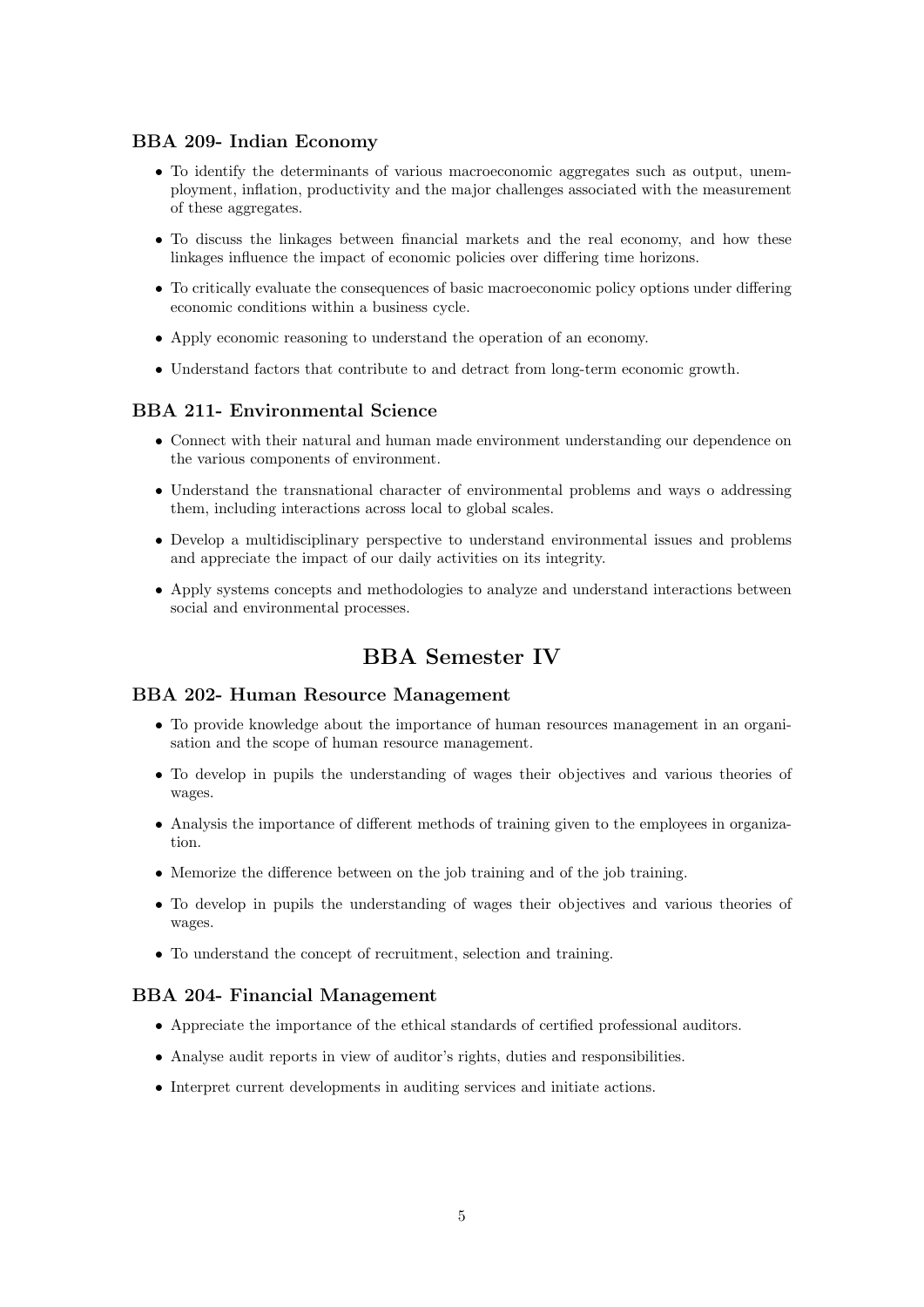### BBA 209- Indian Economy

- To identify the determinants of various macroeconomic aggregates such as output, unemployment, inflation, productivity and the major challenges associated with the measurement of these aggregates.
- To discuss the linkages between financial markets and the real economy, and how these linkages influence the impact of economic policies over differing time horizons.
- To critically evaluate the consequences of basic macroeconomic policy options under differing economic conditions within a business cycle.
- Apply economic reasoning to understand the operation of an economy.
- Understand factors that contribute to and detract from long-term economic growth.

### BBA 211- Environmental Science

- Connect with their natural and human made environment understanding our dependence on the various components of environment.
- Understand the transnational character of environmental problems and ways o addressing them, including interactions across local to global scales.
- Develop a multidisciplinary perspective to understand environmental issues and problems and appreciate the impact of our daily activities on its integrity.
- Apply systems concepts and methodologies to analyze and understand interactions between social and environmental processes.

## BBA Semester IV

### BBA 202- Human Resource Management

- To provide knowledge about the importance of human resources management in an organisation and the scope of human resource management.
- To develop in pupils the understanding of wages their objectives and various theories of wages.
- Analysis the importance of different methods of training given to the employees in organization.
- Memorize the difference between on the job training and of the job training.
- To develop in pupils the understanding of wages their objectives and various theories of wages.
- To understand the concept of recruitment, selection and training.

### BBA 204- Financial Management

- Appreciate the importance of the ethical standards of certified professional auditors.
- Analyse audit reports in view of auditor's rights, duties and responsibilities.
- Interpret current developments in auditing services and initiate actions.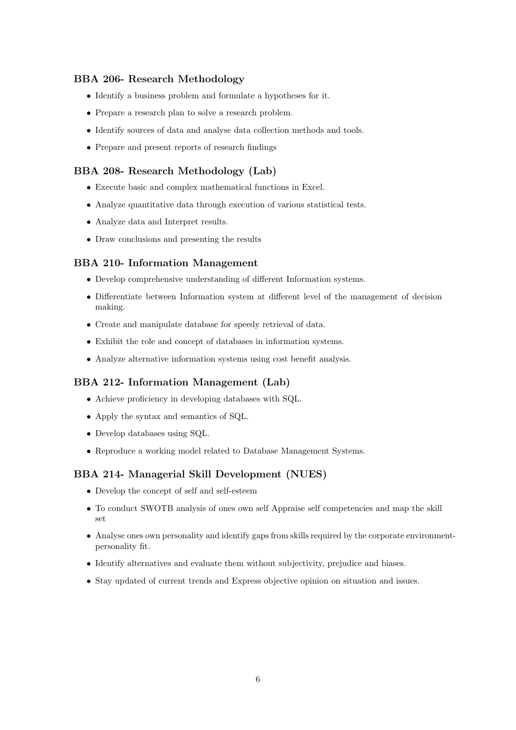### BBA 206- Research Methodology

- Identify a business problem and formulate a hypotheses for it.
- Prepare a research plan to solve a research problem.
- Identify sources of data and analyse data collection methods and tools.
- Prepare and present reports of research findings

### BBA 208- Research Methodology (Lab)

- Execute basic and complex mathematical functions in Excel.
- Analyze quantitative data through execution of various statistical tests.
- Analyze data and Interpret results.
- Draw conclusions and presenting the results

### BBA 210- Information Management

- Develop comprehensive understanding of different Information systems.
- Differentiate between Information system at different level of the management of decision making.
- Create and manipulate database for speedy retrieval of data.
- Exhibit the role and concept of databases in information systems.
- Analyze alternative information systems using cost benefit analysis.

### BBA 212- Information Management (Lab)

- Achieve proficiency in developing databases with SQL.
- Apply the syntax and semantics of SQL.
- Develop databases using SQL.
- Reproduce a working model related to Database Management Systems.

### BBA 214- Managerial Skill Development (NUES)

- Develop the concept of self and self-esteem
- To conduct SWOTB analysis of ones own self Appraise self competencies and map the skill set
- Analyse ones own personality and identify gaps from skills required by the corporate environment-personality fit.
- Identify alternatives and evaluate them without subjectivity, prejudice and biases.
- Stay updated of current trends and Express objective opinion on situation and issues.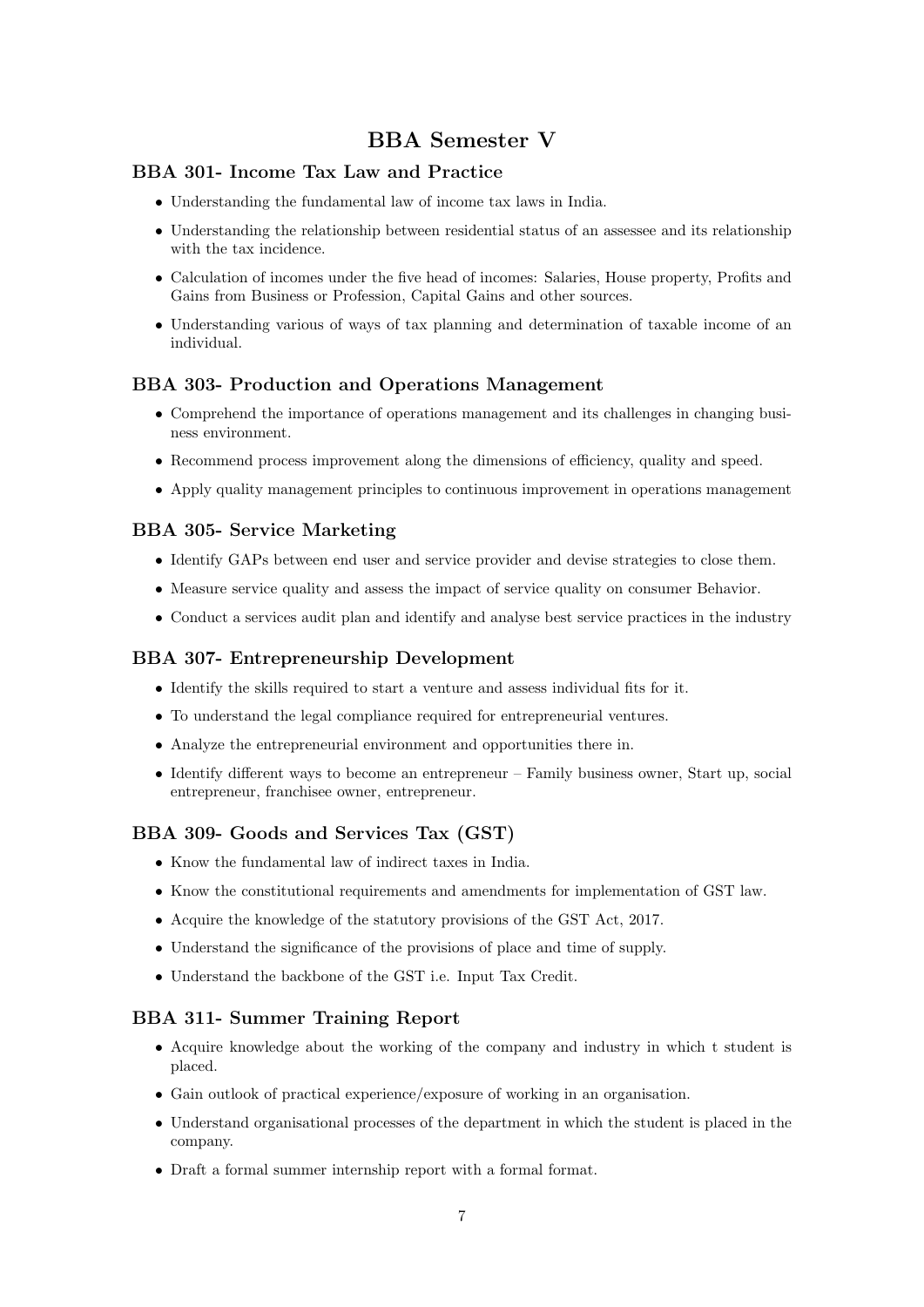# BBA Semester V

## BBA 301- Income Tax Law and Practice

- Understanding the fundamental law of income tax laws in India.
- Understanding the relationship between residential status of an assessee and its relationship with the tax incidence.
- Calculation of incomes under the five head of incomes: Salaries, House property, Profits and Gains from Business or Profession, Capital Gains and other sources.
- Understanding various of ways of tax planning and determination of taxable income of an individual.

## BBA 303- Production and Operations Management

- Comprehend the importance of operations management and its challenges in changing business environment.
- Recommend process improvement along the dimensions of efficiency, quality and speed.
- Apply quality management principles to continuous improvement in operations management

## BBA 305- Service Marketing

- Identify GAPs between end user and service provider and devise strategies to close them.
- Measure service quality and assess the impact of service quality on consumer Behavior.
- Conduct a services audit plan and identify and analyse best service practices in the industry

## BBA 307- Entrepreneurship Development

- Identify the skills required to start a venture and assess individual fits for it.
- To understand the legal compliance required for entrepreneurial ventures.
- Analyze the entrepreneurial environment and opportunities there in.
- Identify different ways to become an entrepreneur – Family business owner, Start up, social entrepreneur, franchisee owner, entrepreneur.

## BBA 309- Goods and Services Tax (GST)

- Know the fundamental law of indirect taxes in India.
- Know the constitutional requirements and amendments for implementation of GST law.
- Acquire the knowledge of the statutory provisions of the GST Act, 2017.
- Understand the significance of the provisions of place and time of supply.
- Understand the backbone of the GST i.e. Input Tax Credit.

## BBA 311- Summer Training Report

- Acquire knowledge about the working of the company and industry in which t student is placed.
- Gain outlook of practical experience/exposure of working in an organisation.
- Understand organisational processes of the department in which the student is placed in the company.
- Draft a formal summer internship report with a formal format.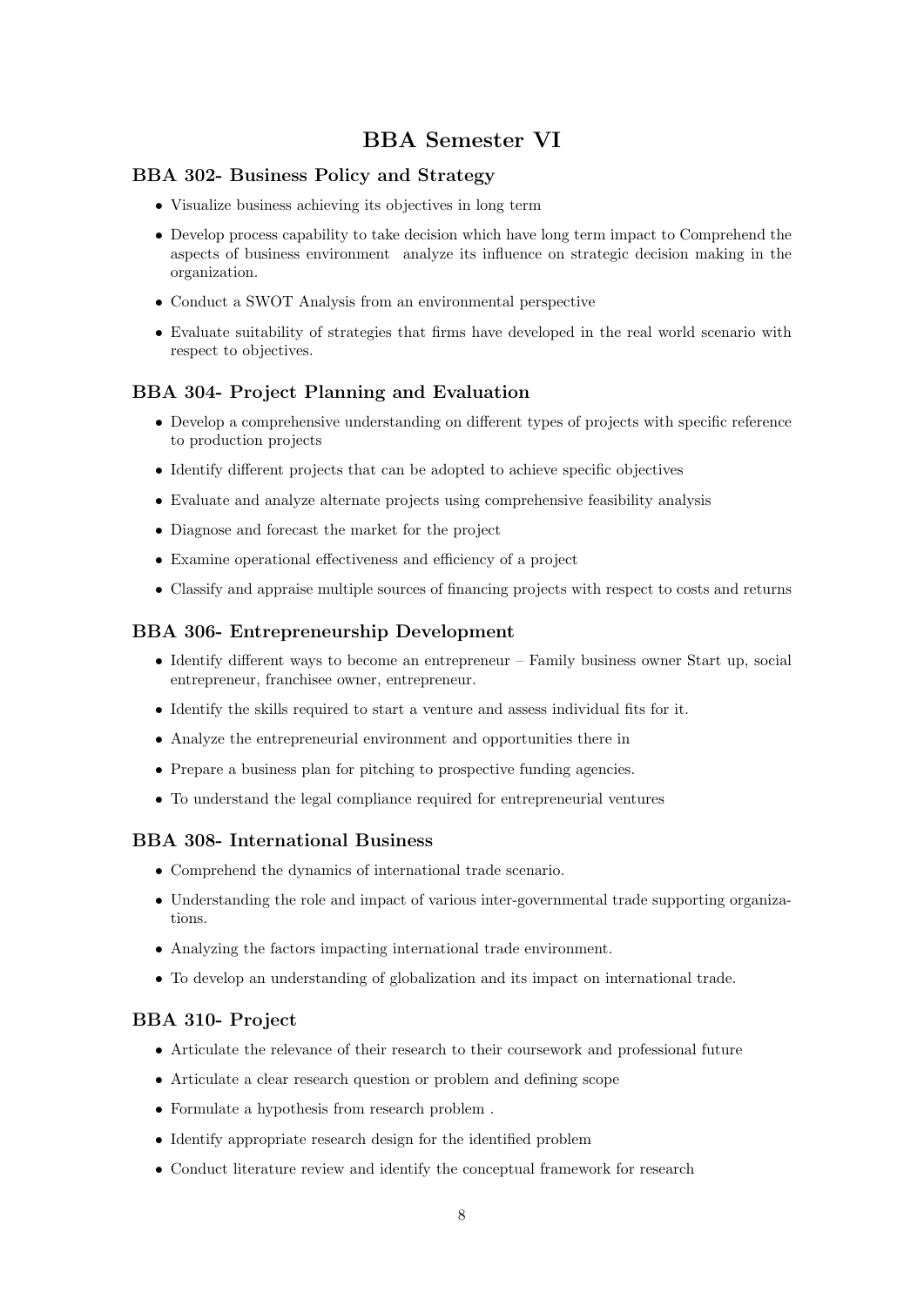# BBA Semester VI

## BBA 302- Business Policy and Strategy

- Visualize business achieving its objectives in long term
- Develop process capability to take decision which have long term impact to Comprehend the aspects of business environment analyze its influence on strategic decision making in the organization.
- Conduct a SWOT Analysis from an environmental perspective
- Evaluate suitability of strategies that firms have developed in the real world scenario with respect to objectives.

## BBA 304- Project Planning and Evaluation

- Develop a comprehensive understanding on different types of projects with specific reference to production projects
- Identify different projects that can be adopted to achieve specific objectives
- Evaluate and analyze alternate projects using comprehensive feasibility analysis
- Diagnose and forecast the market for the project
- Examine operational effectiveness and efficiency of a project
- Classify and appraise multiple sources of financing projects with respect to costs and returns

## BBA 306- Entrepreneurship Development

- Identify different ways to become an entrepreneur – Family business owner Start up, social entrepreneur, franchisee owner, entrepreneur.
- Identify the skills required to start a venture and assess individual fits for it.
- Analyze the entrepreneurial environment and opportunities there in
- Prepare a business plan for pitching to prospective funding agencies.
- To understand the legal compliance required for entrepreneurial ventures

## BBA 308- International Business

- Comprehend the dynamics of international trade scenario.
- Understanding the role and impact of various inter-governmental trade supporting organizations.
- Analyzing the factors impacting international trade environment.
- To develop an understanding of globalization and its impact on international trade.

## BBA 310- Project

- Articulate the relevance of their research to their coursework and professional future
- Articulate a clear research question or problem and defining scope
- Formulate a hypothesis from research problem .
- Identify appropriate research design for the identified problem
- Conduct literature review and identify the conceptual framework for research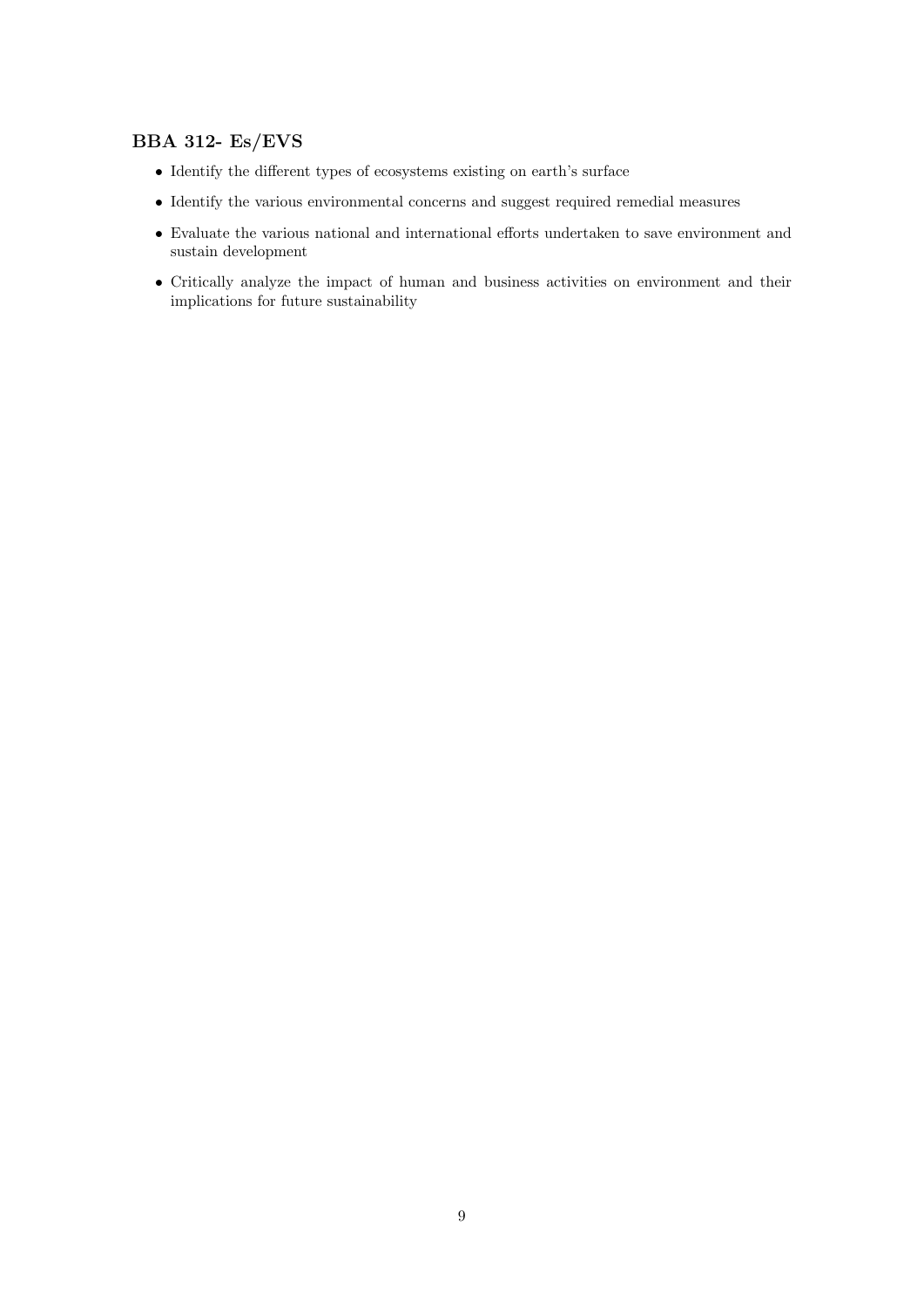### BBA 312- Es/EVS

- Identify the different types of ecosystems existing on earth's surface
- Identify the various environmental concerns and suggest required remedial measures
- Evaluate the various national and international efforts undertaken to save environment and sustain development
- Critically analyze the impact of human and business activities on environment and their implications for future sustainability